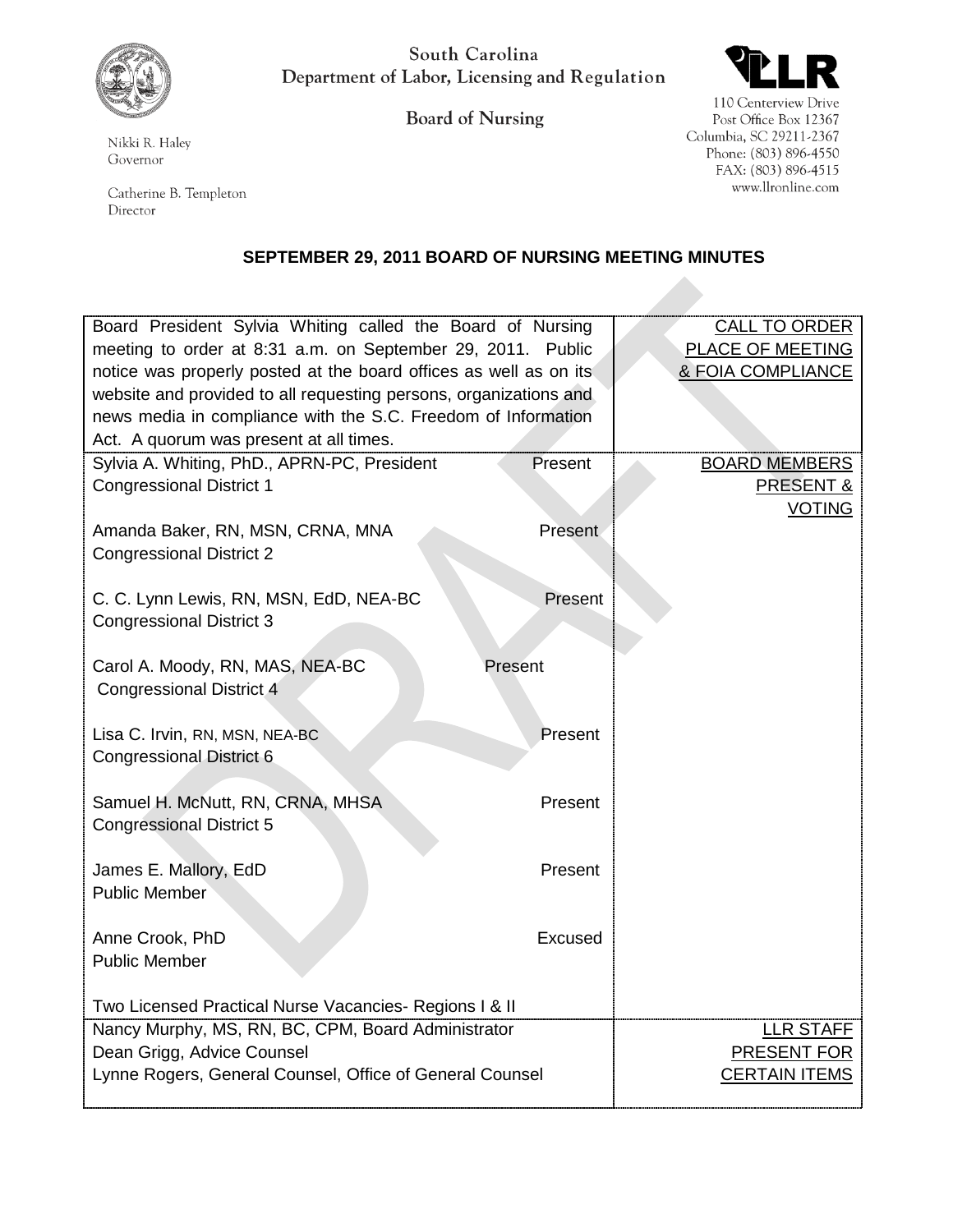South Carolina
Department of Labor, Licensing and Regulation

Board of Nursing

Nikki R. Haley
Governor

Catherine B. Templeton
Director

110 Centerview Drive
Post Office Box 12367
Columbia, SC 29211-2367
Phone: (803) 896-4550
FAX: (803) 896-4515
www.llronline.com

## SEPTEMBER 29, 2011 BOARD OF NURSING MEETING MINUTES

| | |
|---|---|
| Board President Sylvia Whiting called the Board of Nursing meeting to order at 8:31 a.m. on September 29, 2011. Public notice was properly posted at the board offices as well as on its website and provided to all requesting persons, organizations and news media in compliance with the S.C. Freedom of Information Act. A quorum was present at all times. | CALL TO ORDER<br>PLACE OF MEETING<br>& FOIA COMPLIANCE |
| Sylvia A. Whiting, PhD., APRN-PC, President — Present<br>Congressional District 1<br><br>Amanda Baker, RN, MSN, CRNA, MNA — Present<br>Congressional District 2<br><br>C. C. Lynn Lewis, RN, MSN, EdD, NEA-BC — Present<br>Congressional District 3<br><br>Carol A. Moody, RN, MAS, NEA-BC — Present<br>Congressional District 4<br><br>Lisa C. Irvin, RN, MSN, NEA-BC — Present<br>Congressional District 6<br><br>Samuel H. McNutt, RN, CRNA, MHSA — Present<br>Congressional District 5<br><br>James E. Mallory, EdD — Present<br>Public Member<br><br>Anne Crook, PhD — Excused<br>Public Member<br><br>Two Licensed Practical Nurse Vacancies- Regions I & II | BOARD MEMBERS<br>PRESENT &<br>VOTING |
| Nancy Murphy, MS, RN, BC, CPM, Board Administrator<br>Dean Grigg, Advice Counsel<br>Lynne Rogers, General Counsel, Office of General Counsel | LLR STAFF<br>PRESENT FOR<br>CERTAIN ITEMS |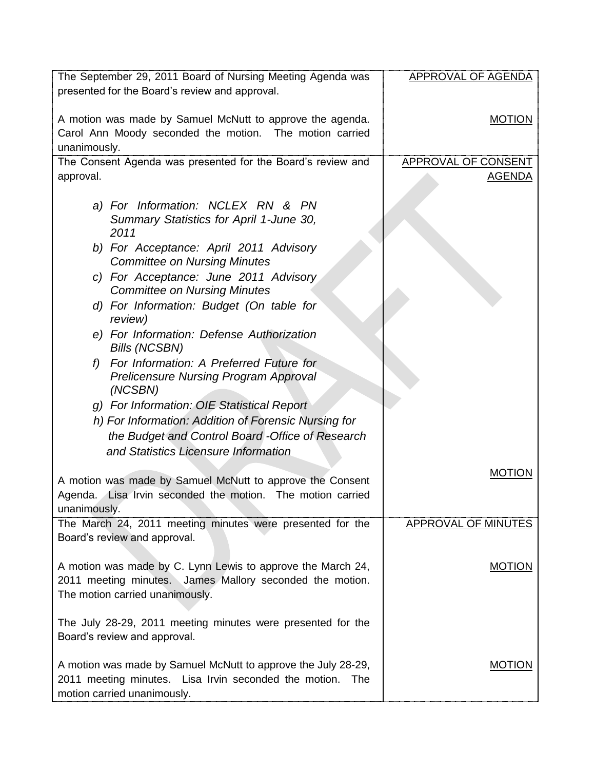| | |
|---|---|
| The September 29, 2011 Board of Nursing Meeting Agenda was presented for the Board's review and approval.<br><br>A motion was made by Samuel McNutt to approve the agenda. Carol Ann Moody seconded the motion. The motion carried unanimously. | APPROVAL OF AGENDA<br><br><br>MOTION |
| The Consent Agenda was presented for the Board's review and approval.<br><br>*a) For Information: NCLEX RN & PN Summary Statistics for April 1-June 30, 2011*<br>*b) For Acceptance: April 2011 Advisory Committee on Nursing Minutes*<br>*c) For Acceptance: June 2011 Advisory Committee on Nursing Minutes*<br>*d) For Information: Budget (On table for review)*<br>*e) For Information: Defense Authorization Bills (NCSBN)*<br>*f) For Information: A Preferred Future for Prelicensure Nursing Program Approval (NCSBN)*<br>*g) For Information: OIE Statistical Report*<br>*h) For Information: Addition of Forensic Nursing for the Budget and Control Board -Office of Research and Statistics Licensure Information*<br><br>A motion was made by Samuel McNutt to approve the Consent Agenda. Lisa Irvin seconded the motion. The motion carried unanimously. | APPROVAL OF CONSENT AGENDA<br><br><br><br><br><br><br><br><br><br><br><br><br>MOTION |
| The March 24, 2011 meeting minutes were presented for the Board's review and approval.<br><br>A motion was made by C. Lynn Lewis to approve the March 24, 2011 meeting minutes. James Mallory seconded the motion. The motion carried unanimously.<br><br>The July 28-29, 2011 meeting minutes were presented for the Board's review and approval.<br><br>A motion was made by Samuel McNutt to approve the July 28-29, 2011 meeting minutes. Lisa Irvin seconded the motion. The motion carried unanimously. | APPROVAL OF MINUTES<br><br><br>MOTION<br><br><br><br><br><br>MOTION |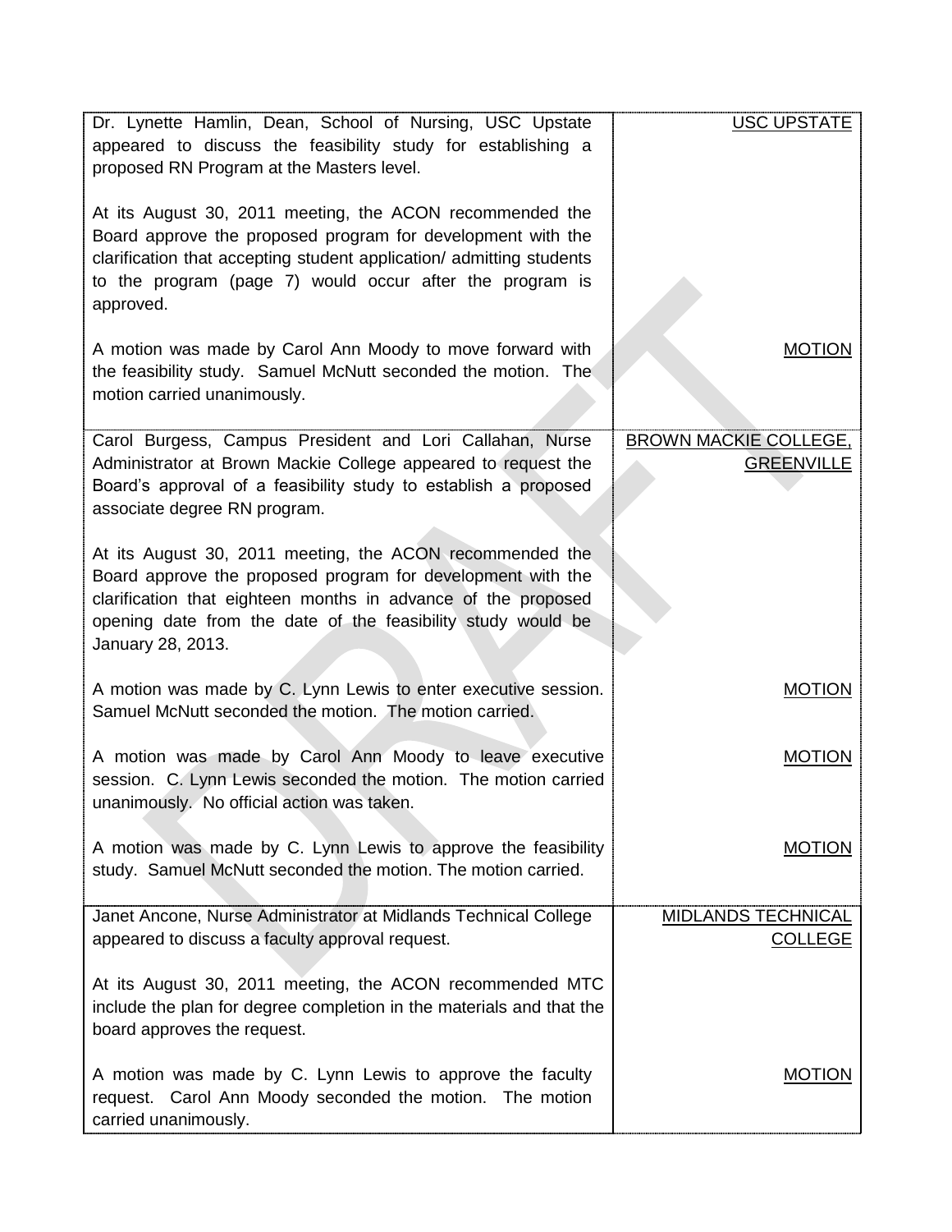| | |
|---|---|
| Dr. Lynette Hamlin, Dean, School of Nursing, USC Upstate appeared to discuss the feasibility study for establishing a proposed RN Program at the Masters level.<br><br>At its August 30, 2011 meeting, the ACON recommended the Board approve the proposed program for development with the clarification that accepting student application/ admitting students to the program (page 7) would occur after the program is approved. | USC UPSTATE |
| A motion was made by Carol Ann Moody to move forward with the feasibility study. Samuel McNutt seconded the motion. The motion carried unanimously. | MOTION |
| Carol Burgess, Campus President and Lori Callahan, Nurse Administrator at Brown Mackie College appeared to request the Board's approval of a feasibility study to establish a proposed associate degree RN program.<br><br>At its August 30, 2011 meeting, the ACON recommended the Board approve the proposed program for development with the clarification that eighteen months in advance of the proposed opening date from the date of the feasibility study would be January 28, 2013. | BROWN MACKIE COLLEGE, GREENVILLE |
| A motion was made by C. Lynn Lewis to enter executive session. Samuel McNutt seconded the motion. The motion carried. | MOTION |
| A motion was made by Carol Ann Moody to leave executive session. C. Lynn Lewis seconded the motion. The motion carried unanimously. No official action was taken. | MOTION |
| A motion was made by C. Lynn Lewis to approve the feasibility study. Samuel McNutt seconded the motion. The motion carried. | MOTION |
| Janet Ancone, Nurse Administrator at Midlands Technical College appeared to discuss a faculty approval request.<br><br>At its August 30, 2011 meeting, the ACON recommended MTC include the plan for degree completion in the materials and that the board approves the request. | MIDLANDS TECHNICAL COLLEGE |
| A motion was made by C. Lynn Lewis to approve the faculty request. Carol Ann Moody seconded the motion. The motion carried unanimously. | MOTION |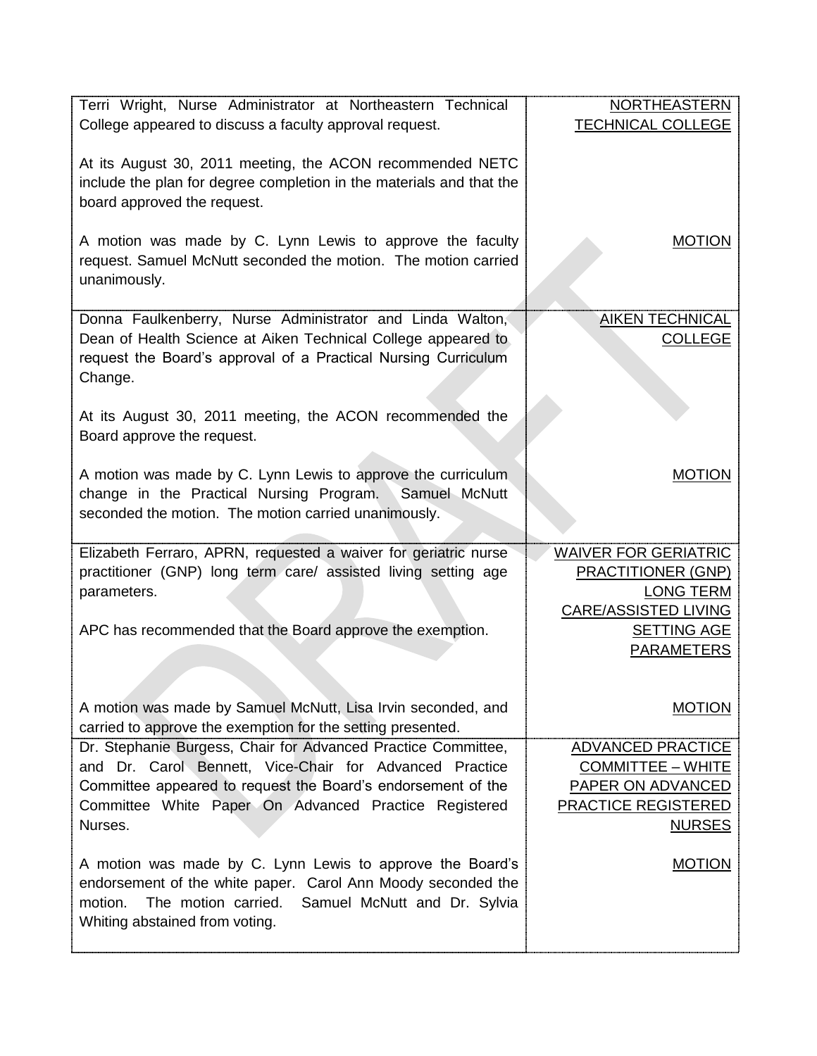| | |
|---|---|
| Terri Wright, Nurse Administrator at Northeastern Technical College appeared to discuss a faculty approval request.<br><br>At its August 30, 2011 meeting, the ACON recommended NETC include the plan for degree completion in the materials and that the board approved the request. | NORTHEASTERN TECHNICAL COLLEGE |
| A motion was made by C. Lynn Lewis to approve the faculty request. Samuel McNutt seconded the motion. The motion carried unanimously. | MOTION |
| Donna Faulkenberry, Nurse Administrator and Linda Walton, Dean of Health Science at Aiken Technical College appeared to request the Board's approval of a Practical Nursing Curriculum Change.<br><br>At its August 30, 2011 meeting, the ACON recommended the Board approve the request. | AIKEN TECHNICAL COLLEGE |
| A motion was made by C. Lynn Lewis to approve the curriculum change in the Practical Nursing Program. Samuel McNutt seconded the motion. The motion carried unanimously. | MOTION |
| Elizabeth Ferraro, APRN, requested a waiver for geriatric nurse practitioner (GNP) long term care/ assisted living setting age parameters.<br><br>APC has recommended that the Board approve the exemption. | WAIVER FOR GERIATRIC PRACTITIONER (GNP) LONG TERM CARE/ASSISTED LIVING SETTING AGE PARAMETERS |
| A motion was made by Samuel McNutt, Lisa Irvin seconded, and carried to approve the exemption for the setting presented. | MOTION |
| Dr. Stephanie Burgess, Chair for Advanced Practice Committee, and Dr. Carol Bennett, Vice-Chair for Advanced Practice Committee appeared to request the Board's endorsement of the Committee White Paper On Advanced Practice Registered Nurses. | ADVANCED PRACTICE COMMITTEE – WHITE PAPER ON ADVANCED PRACTICE REGISTERED NURSES |
| A motion was made by C. Lynn Lewis to approve the Board's endorsement of the white paper. Carol Ann Moody seconded the motion. The motion carried. Samuel McNutt and Dr. Sylvia Whiting abstained from voting. | MOTION |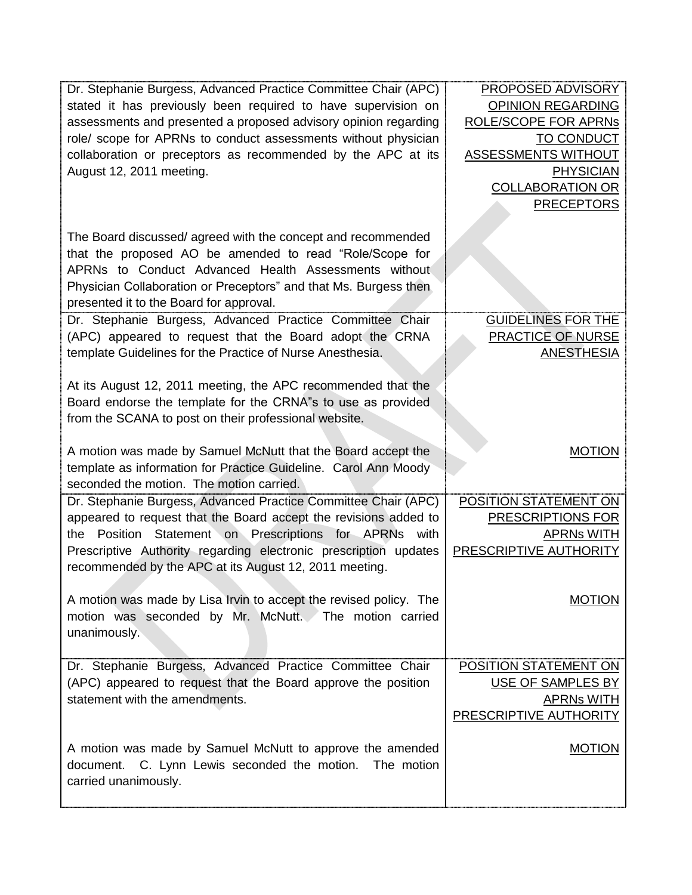| | |
|---|---|
| Dr. Stephanie Burgess, Advanced Practice Committee Chair (APC) stated it has previously been required to have supervision on assessments and presented a proposed advisory opinion regarding role/ scope for APRNs to conduct assessments without physician collaboration or preceptors as recommended by the APC at its August 12, 2011 meeting.<br><br>The Board discussed/ agreed with the concept and recommended that the proposed AO be amended to read "Role/Scope for APRNs to Conduct Advanced Health Assessments without Physician Collaboration or Preceptors" and that Ms. Burgess then presented it to the Board for approval. | PROPOSED ADVISORY OPINION REGARDING ROLE/SCOPE FOR APRNs TO CONDUCT ASSESSMENTS WITHOUT PHYSICIAN COLLABORATION OR PRECEPTORS |
| Dr. Stephanie Burgess, Advanced Practice Committee Chair (APC) appeared to request that the Board adopt the CRNA template Guidelines for the Practice of Nurse Anesthesia.<br><br>At its August 12, 2011 meeting, the APC recommended that the Board endorse the template for the CRNA"s to use as provided from the SCANA to post on their professional website.<br><br>A motion was made by Samuel McNutt that the Board accept the template as information for Practice Guideline. Carol Ann Moody seconded the motion. The motion carried. | GUIDELINES FOR THE PRACTICE OF NURSE ANESTHESIA<br><br>MOTION |
| Dr. Stephanie Burgess, Advanced Practice Committee Chair (APC) appeared to request that the Board accept the revisions added to the Position Statement on Prescriptions for APRNs with Prescriptive Authority regarding electronic prescription updates recommended by the APC at its August 12, 2011 meeting.<br><br>A motion was made by Lisa Irvin to accept the revised policy. The motion was seconded by Mr. McNutt. The motion carried unanimously. | POSITION STATEMENT ON PRESCRIPTIONS FOR APRNs WITH PRESCRIPTIVE AUTHORITY<br><br>MOTION |
| Dr. Stephanie Burgess, Advanced Practice Committee Chair (APC) appeared to request that the Board approve the position statement with the amendments.<br><br>A motion was made by Samuel McNutt to approve the amended document. C. Lynn Lewis seconded the motion. The motion carried unanimously. | POSITION STATEMENT ON USE OF SAMPLES BY APRNs WITH PRESCRIPTIVE AUTHORITY<br><br>MOTION |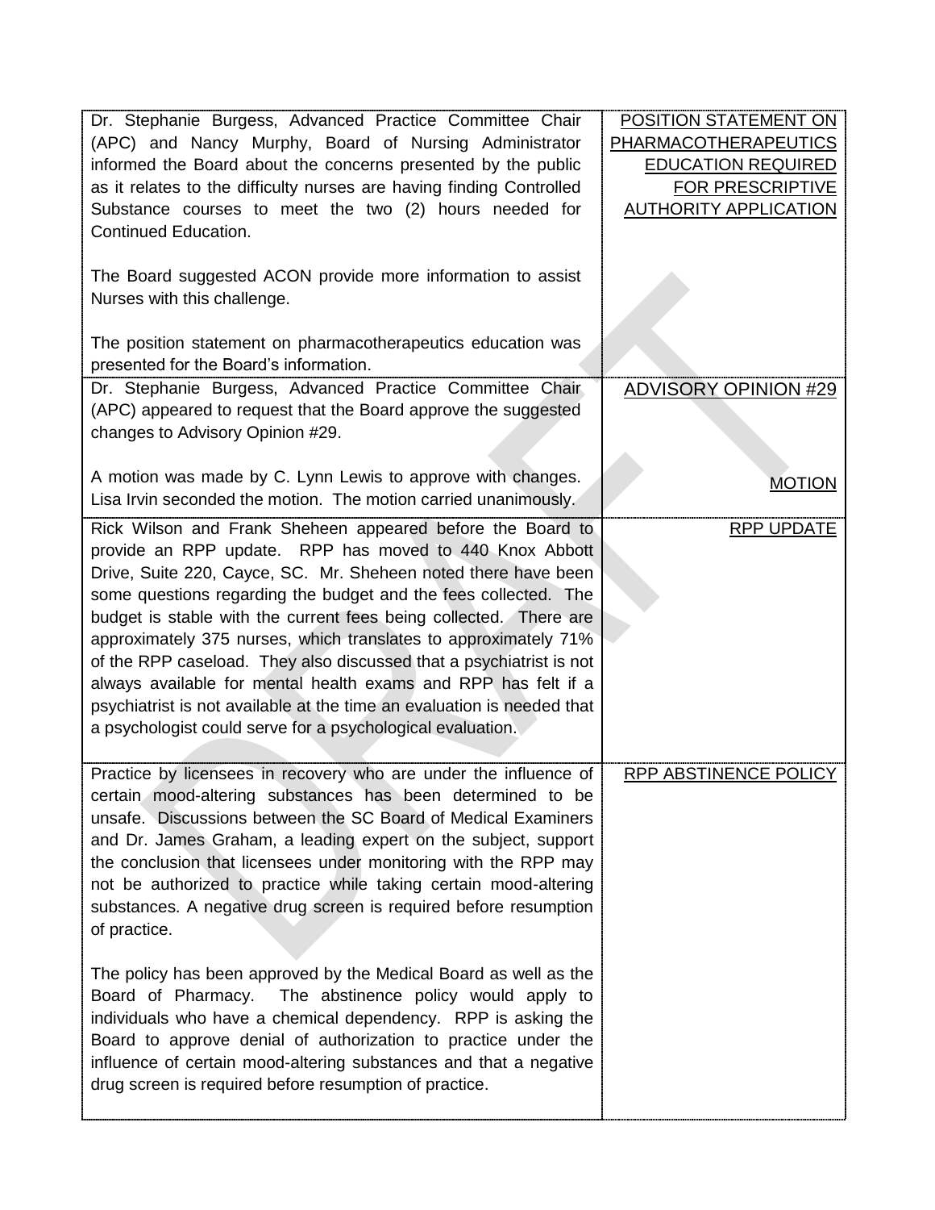| | |
|---|---|
| Dr. Stephanie Burgess, Advanced Practice Committee Chair (APC) and Nancy Murphy, Board of Nursing Administrator informed the Board about the concerns presented by the public as it relates to the difficulty nurses are having finding Controlled Substance courses to meet the two (2) hours needed for Continued Education.<br><br>The Board suggested ACON provide more information to assist Nurses with this challenge.<br><br>The position statement on pharmacotherapeutics education was presented for the Board's information. | POSITION STATEMENT ON PHARMACOTHERAPEUTICS EDUCATION REQUIRED FOR PRESCRIPTIVE AUTHORITY APPLICATION |
| Dr. Stephanie Burgess, Advanced Practice Committee Chair (APC) appeared to request that the Board approve the suggested changes to Advisory Opinion #29.<br><br>A motion was made by C. Lynn Lewis to approve with changes. Lisa Irvin seconded the motion. The motion carried unanimously. | ADVISORY OPINION #29<br><br>MOTION |
| Rick Wilson and Frank Sheheen appeared before the Board to provide an RPP update. RPP has moved to 440 Knox Abbott Drive, Suite 220, Cayce, SC. Mr. Sheheen noted there have been some questions regarding the budget and the fees collected. The budget is stable with the current fees being collected. There are approximately 375 nurses, which translates to approximately 71% of the RPP caseload. They also discussed that a psychiatrist is not always available for mental health exams and RPP has felt if a psychiatrist is not available at the time an evaluation is needed that a psychologist could serve for a psychological evaluation. | RPP UPDATE |
| Practice by licensees in recovery who are under the influence of certain mood-altering substances has been determined to be unsafe. Discussions between the SC Board of Medical Examiners and Dr. James Graham, a leading expert on the subject, support the conclusion that licensees under monitoring with the RPP may not be authorized to practice while taking certain mood-altering substances. A negative drug screen is required before resumption of practice.<br><br>The policy has been approved by the Medical Board as well as the Board of Pharmacy. The abstinence policy would apply to individuals who have a chemical dependency. RPP is asking the Board to approve denial of authorization to practice under the influence of certain mood-altering substances and that a negative drug screen is required before resumption of practice. | RPP ABSTINENCE POLICY |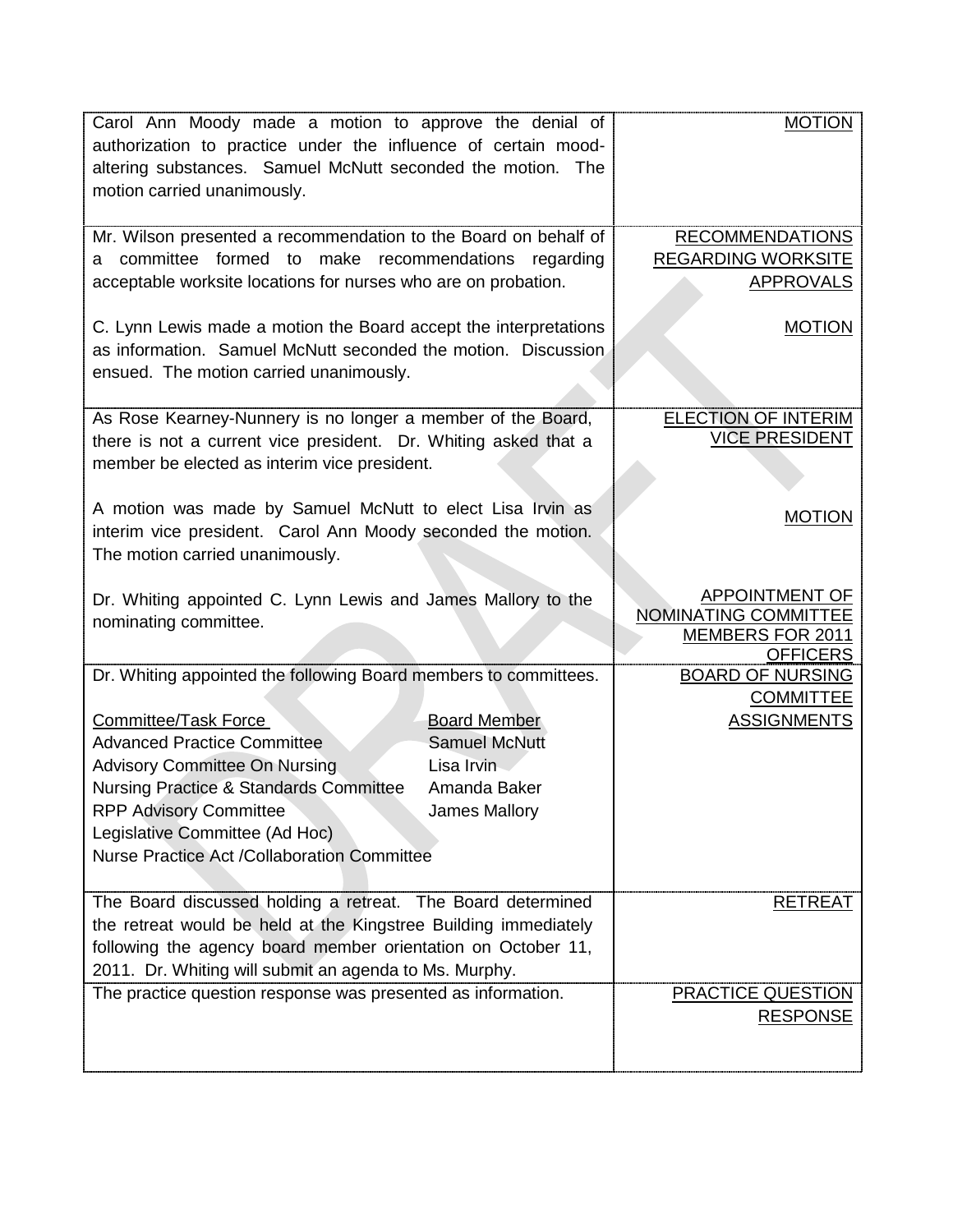| | |
|---|---|
| Carol Ann Moody made a motion to approve the denial of authorization to practice under the influence of certain mood-altering substances. Samuel McNutt seconded the motion. The motion carried unanimously. | MOTION |
| Mr. Wilson presented a recommendation to the Board on behalf of a committee formed to make recommendations regarding acceptable worksite locations for nurses who are on probation.<br><br>C. Lynn Lewis made a motion the Board accept the interpretations as information. Samuel McNutt seconded the motion. Discussion ensued. The motion carried unanimously. | RECOMMENDATIONS REGARDING WORKSITE APPROVALS<br><br>MOTION |
| As Rose Kearney-Nunnery is no longer a member of the Board, there is not a current vice president. Dr. Whiting asked that a member be elected as interim vice president.<br><br>A motion was made by Samuel McNutt to elect Lisa Irvin as interim vice president. Carol Ann Moody seconded the motion. The motion carried unanimously.<br><br>Dr. Whiting appointed C. Lynn Lewis and James Mallory to the nominating committee. | ELECTION OF INTERIM VICE PRESIDENT<br><br>MOTION<br><br>APPOINTMENT OF NOMINATING COMMITTEE MEMBERS FOR 2011 OFFICERS |
| Dr. Whiting appointed the following Board members to committees.<br><br>Committee/Task Force — Board Member<br>Advanced Practice Committee — Samuel McNutt<br>Advisory Committee On Nursing — Lisa Irvin<br>Nursing Practice & Standards Committee — Amanda Baker<br>RPP Advisory Committee — James Mallory<br>Legislative Committee (Ad Hoc)<br>Nurse Practice Act /Collaboration Committee | BOARD OF NURSING COMMITTEE ASSIGNMENTS |
| The Board discussed holding a retreat. The Board determined the retreat would be held at the Kingstree Building immediately following the agency board member orientation on October 11, 2011. Dr. Whiting will submit an agenda to Ms. Murphy. | RETREAT |
| The practice question response was presented as information. | PRACTICE QUESTION RESPONSE |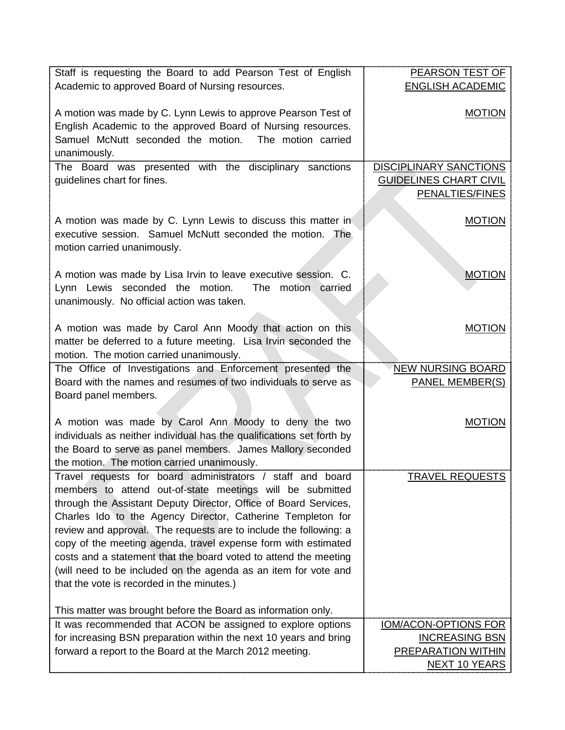| | |
|---|---|
| Staff is requesting the Board to add Pearson Test of English Academic to approved Board of Nursing resources.<br><br>A motion was made by C. Lynn Lewis to approve Pearson Test of English Academic to the approved Board of Nursing resources. Samuel McNutt seconded the motion. The motion carried unanimously. | PEARSON TEST OF ENGLISH ACADEMIC<br><br>MOTION |
| The Board was presented with the disciplinary sanctions guidelines chart for fines.<br><br>A motion was made by C. Lynn Lewis to discuss this matter in executive session. Samuel McNutt seconded the motion. The motion carried unanimously.<br><br>A motion was made by Lisa Irvin to leave executive session. C. Lynn Lewis seconded the motion. The motion carried unanimously. No official action was taken.<br><br>A motion was made by Carol Ann Moody that action on this matter be deferred to a future meeting. Lisa Irvin seconded the motion. The motion carried unanimously. | DISCIPLINARY SANCTIONS GUIDELINES CHART CIVIL PENALTIES/FINES<br><br>MOTION<br><br>MOTION<br><br>MOTION |
| The Office of Investigations and Enforcement presented the Board with the names and resumes of two individuals to serve as Board panel members.<br><br>A motion was made by Carol Ann Moody to deny the two individuals as neither individual has the qualifications set forth by the Board to serve as panel members. James Mallory seconded the motion. The motion carried unanimously. | NEW NURSING BOARD PANEL MEMBER(S)<br><br>MOTION |
| Travel requests for board administrators / staff and board members to attend out-of-state meetings will be submitted through the Assistant Deputy Director, Office of Board Services, Charles Ido to the Agency Director, Catherine Templeton for review and approval. The requests are to include the following: a copy of the meeting agenda, travel expense form with estimated costs and a statement that the board voted to attend the meeting (will need to be included on the agenda as an item for vote and that the vote is recorded in the minutes.)<br><br>This matter was brought before the Board as information only. | TRAVEL REQUESTS |
| It was recommended that ACON be assigned to explore options for increasing BSN preparation within the next 10 years and bring forward a report to the Board at the March 2012 meeting. | IOM/ACON-OPTIONS FOR INCREASING BSN PREPARATION WITHIN NEXT 10 YEARS |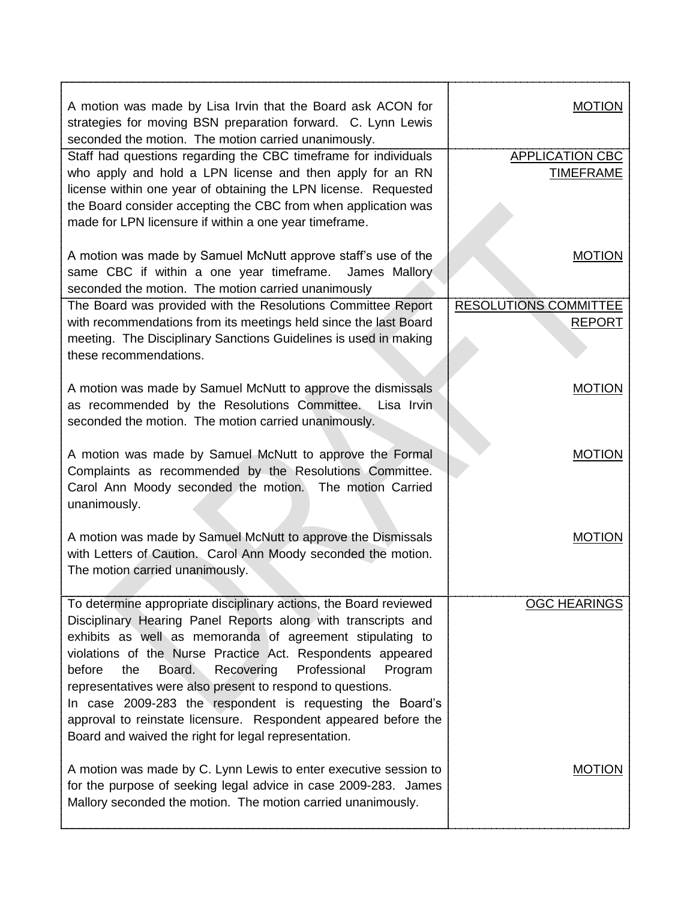| | |
|---|---|
| A motion was made by Lisa Irvin that the Board ask ACON for strategies for moving BSN preparation forward. C. Lynn Lewis seconded the motion. The motion carried unanimously. | MOTION |
| Staff had questions regarding the CBC timeframe for individuals who apply and hold a LPN license and then apply for an RN license within one year of obtaining the LPN license. Requested the Board consider accepting the CBC from when application was made for LPN licensure if within a one year timeframe.<br><br>A motion was made by Samuel McNutt approve staff's use of the same CBC if within a one year timeframe. James Mallory seconded the motion. The motion carried unanimously | APPLICATION CBC TIMEFRAME<br><br>MOTION |
| The Board was provided with the Resolutions Committee Report with recommendations from its meetings held since the last Board meeting. The Disciplinary Sanctions Guidelines is used in making these recommendations.<br><br>A motion was made by Samuel McNutt to approve the dismissals as recommended by the Resolutions Committee. Lisa Irvin seconded the motion. The motion carried unanimously.<br><br>A motion was made by Samuel McNutt to approve the Formal Complaints as recommended by the Resolutions Committee. Carol Ann Moody seconded the motion. The motion Carried unanimously.<br><br>A motion was made by Samuel McNutt to approve the Dismissals with Letters of Caution. Carol Ann Moody seconded the motion. The motion carried unanimously. | RESOLUTIONS COMMITTEE REPORT<br><br>MOTION<br><br>MOTION<br><br>MOTION |
| To determine appropriate disciplinary actions, the Board reviewed Disciplinary Hearing Panel Reports along with transcripts and exhibits as well as memoranda of agreement stipulating to violations of the Nurse Practice Act. Respondents appeared before the Board. Recovering Professional Program representatives were also present to respond to questions.<br>In case 2009-283 the respondent is requesting the Board's approval to reinstate licensure. Respondent appeared before the Board and waived the right for legal representation.<br><br>A motion was made by C. Lynn Lewis to enter executive session to for the purpose of seeking legal advice in case 2009-283. James Mallory seconded the motion. The motion carried unanimously. | OGC HEARINGS<br><br>MOTION |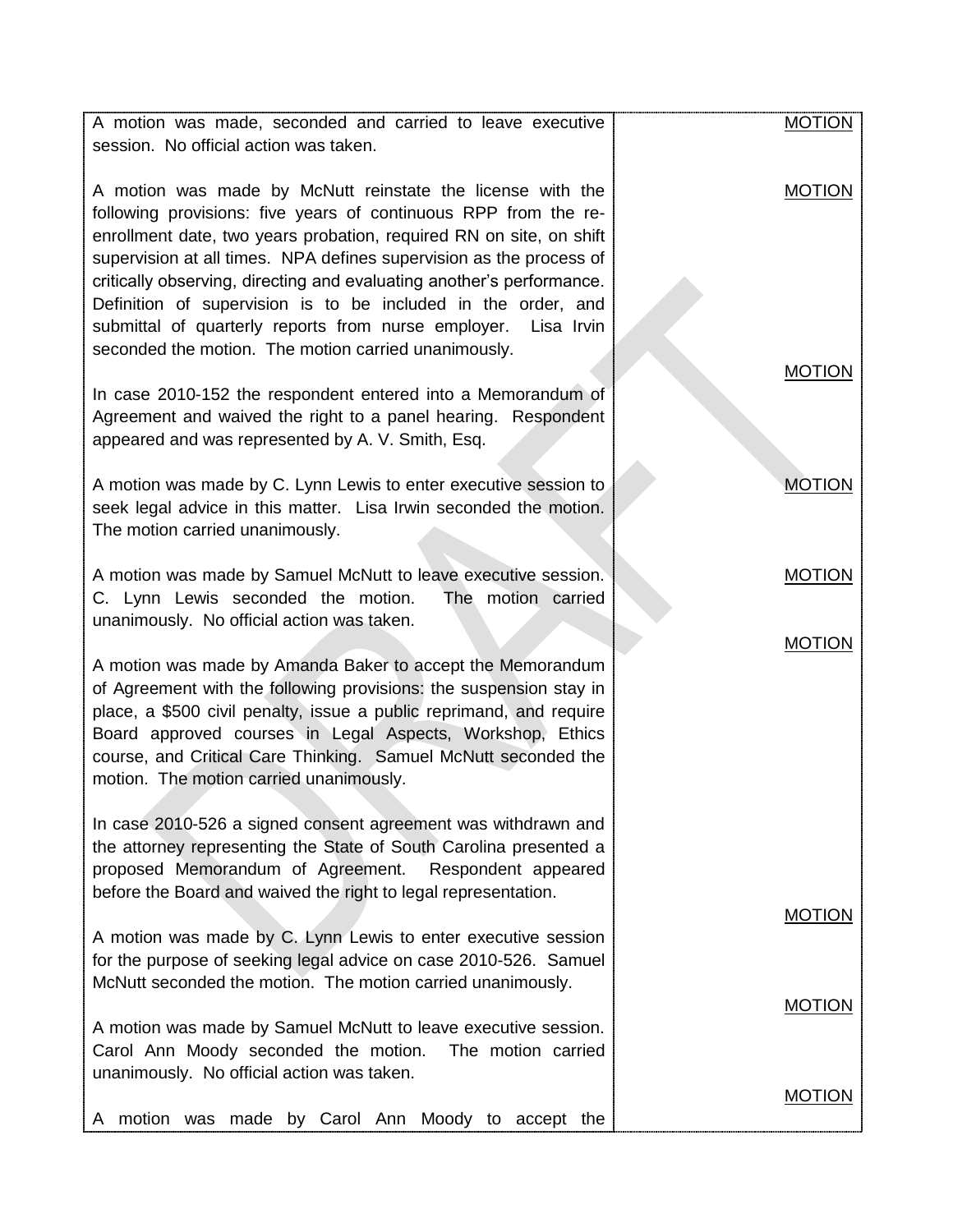| | |
|---|---|
| A motion was made, seconded and carried to leave executive session. No official action was taken. | MOTION |
| A motion was made by McNutt reinstate the license with the following provisions: five years of continuous RPP from the re-enrollment date, two years probation, required RN on site, on shift supervision at all times. NPA defines supervision as the process of critically observing, directing and evaluating another's performance. Definition of supervision is to be included in the order, and submittal of quarterly reports from nurse employer. Lisa Irvin seconded the motion. The motion carried unanimously. | MOTION |
| In case 2010-152 the respondent entered into a Memorandum of Agreement and waived the right to a panel hearing. Respondent appeared and was represented by A. V. Smith, Esq. | MOTION |
| A motion was made by C. Lynn Lewis to enter executive session to seek legal advice in this matter. Lisa Irwin seconded the motion. The motion carried unanimously. | MOTION |
| A motion was made by Samuel McNutt to leave executive session. C. Lynn Lewis seconded the motion. The motion carried unanimously. No official action was taken. | MOTION |
| A motion was made by Amanda Baker to accept the Memorandum of Agreement with the following provisions: the suspension stay in place, a $500 civil penalty, issue a public reprimand, and require Board approved courses in Legal Aspects, Workshop, Ethics course, and Critical Care Thinking. Samuel McNutt seconded the motion. The motion carried unanimously. | MOTION |
| In case 2010-526 a signed consent agreement was withdrawn and the attorney representing the State of South Carolina presented a proposed Memorandum of Agreement. Respondent appeared before the Board and waived the right to legal representation. | |
| A motion was made by C. Lynn Lewis to enter executive session for the purpose of seeking legal advice on case 2010-526. Samuel McNutt seconded the motion. The motion carried unanimously. | MOTION |
| A motion was made by Samuel McNutt to leave executive session. Carol Ann Moody seconded the motion. The motion carried unanimously. No official action was taken. | MOTION |
| A motion was made by Carol Ann Moody to accept the | MOTION |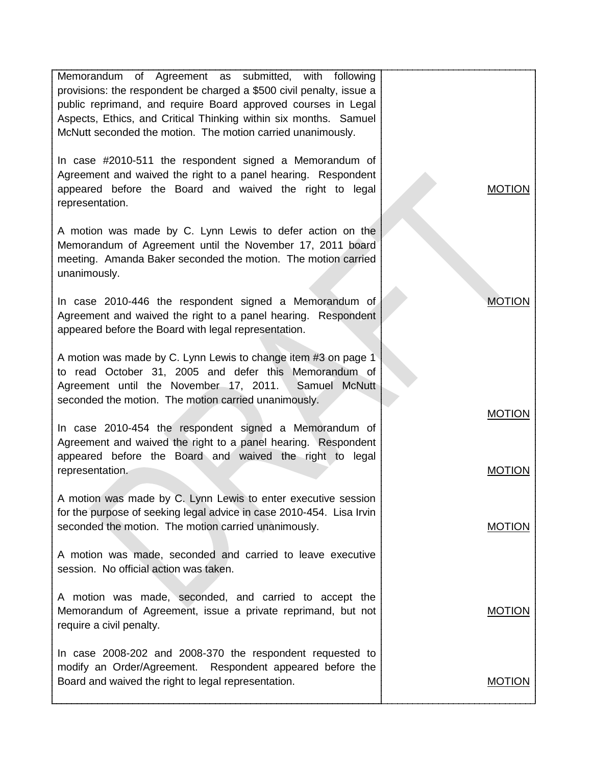| | |
|---|---|
| Memorandum of Agreement as submitted, with following provisions: the respondent be charged a $500 civil penalty, issue a public reprimand, and require Board approved courses in Legal Aspects, Ethics, and Critical Thinking within six months. Samuel McNutt seconded the motion. The motion carried unanimously. | |
| In case #2010-511 the respondent signed a Memorandum of Agreement and waived the right to a panel hearing. Respondent appeared before the Board and waived the right to legal representation. | MOTION |
| A motion was made by C. Lynn Lewis to defer action on the Memorandum of Agreement until the November 17, 2011 board meeting. Amanda Baker seconded the motion. The motion carried unanimously. | |
| In case 2010-446 the respondent signed a Memorandum of Agreement and waived the right to a panel hearing. Respondent appeared before the Board with legal representation. | MOTION |
| A motion was made by C. Lynn Lewis to change item #3 on page 1 to read October 31, 2005 and defer this Memorandum of Agreement until the November 17, 2011. Samuel McNutt seconded the motion. The motion carried unanimously. | MOTION |
| In case 2010-454 the respondent signed a Memorandum of Agreement and waived the right to a panel hearing. Respondent appeared before the Board and waived the right to legal representation. | MOTION |
| A motion was made by C. Lynn Lewis to enter executive session for the purpose of seeking legal advice in case 2010-454. Lisa Irvin seconded the motion. The motion carried unanimously. | MOTION |
| A motion was made, seconded and carried to leave executive session. No official action was taken. | |
| A motion was made, seconded, and carried to accept the Memorandum of Agreement, issue a private reprimand, but not require a civil penalty. | MOTION |
| In case 2008-202 and 2008-370 the respondent requested to modify an Order/Agreement. Respondent appeared before the Board and waived the right to legal representation. | MOTION |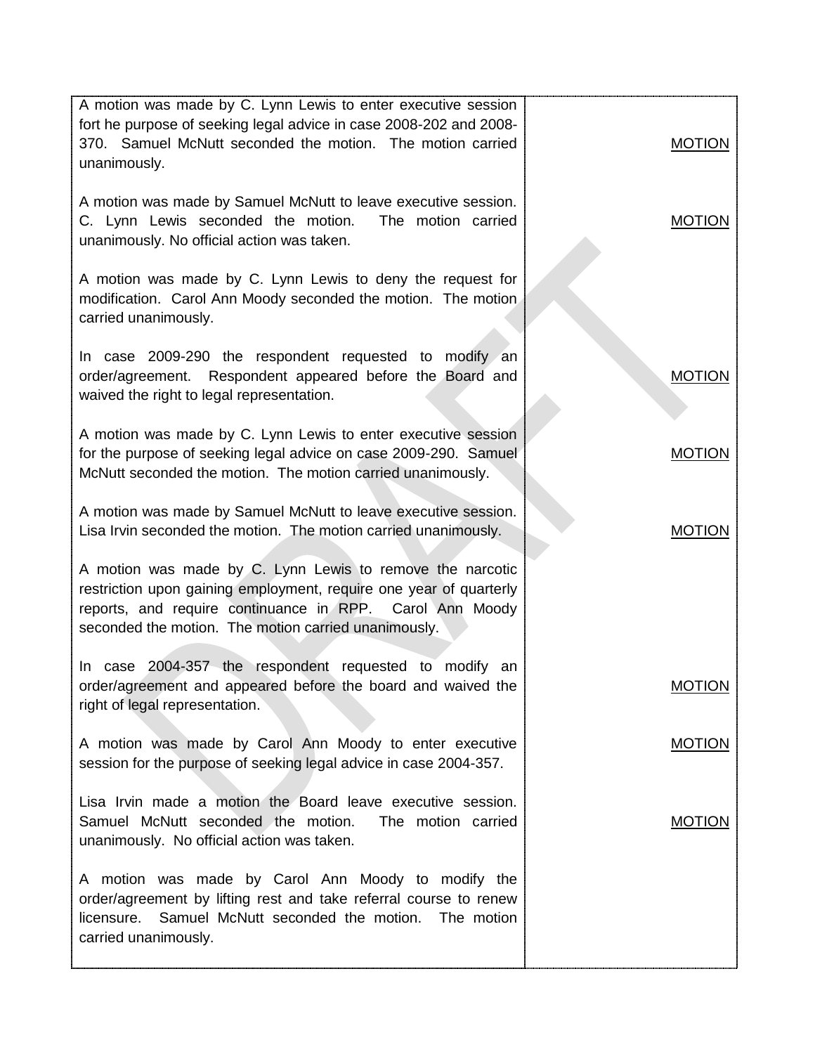| | |
|---|---|
| A motion was made by C. Lynn Lewis to enter executive session fort he purpose of seeking legal advice in case 2008-202 and 2008-370. Samuel McNutt seconded the motion. The motion carried unanimously. | MOTION |
| A motion was made by Samuel McNutt to leave executive session. C. Lynn Lewis seconded the motion. The motion carried unanimously. No official action was taken. | MOTION |
| A motion was made by C. Lynn Lewis to deny the request for modification. Carol Ann Moody seconded the motion. The motion carried unanimously. | |
| In case 2009-290 the respondent requested to modify an order/agreement. Respondent appeared before the Board and waived the right to legal representation. | MOTION |
| A motion was made by C. Lynn Lewis to enter executive session for the purpose of seeking legal advice on case 2009-290. Samuel McNutt seconded the motion. The motion carried unanimously. | MOTION |
| A motion was made by Samuel McNutt to leave executive session. Lisa Irvin seconded the motion. The motion carried unanimously. | MOTION |
| A motion was made by C. Lynn Lewis to remove the narcotic restriction upon gaining employment, require one year of quarterly reports, and require continuance in RPP. Carol Ann Moody seconded the motion. The motion carried unanimously. | |
| In case 2004-357 the respondent requested to modify an order/agreement and appeared before the board and waived the right of legal representation. | MOTION |
| A motion was made by Carol Ann Moody to enter executive session for the purpose of seeking legal advice in case 2004-357. | MOTION |
| Lisa Irvin made a motion the Board leave executive session. Samuel McNutt seconded the motion. The motion carried unanimously. No official action was taken. | MOTION |
| A motion was made by Carol Ann Moody to modify the order/agreement by lifting rest and take referral course to renew licensure. Samuel McNutt seconded the motion. The motion carried unanimously. | |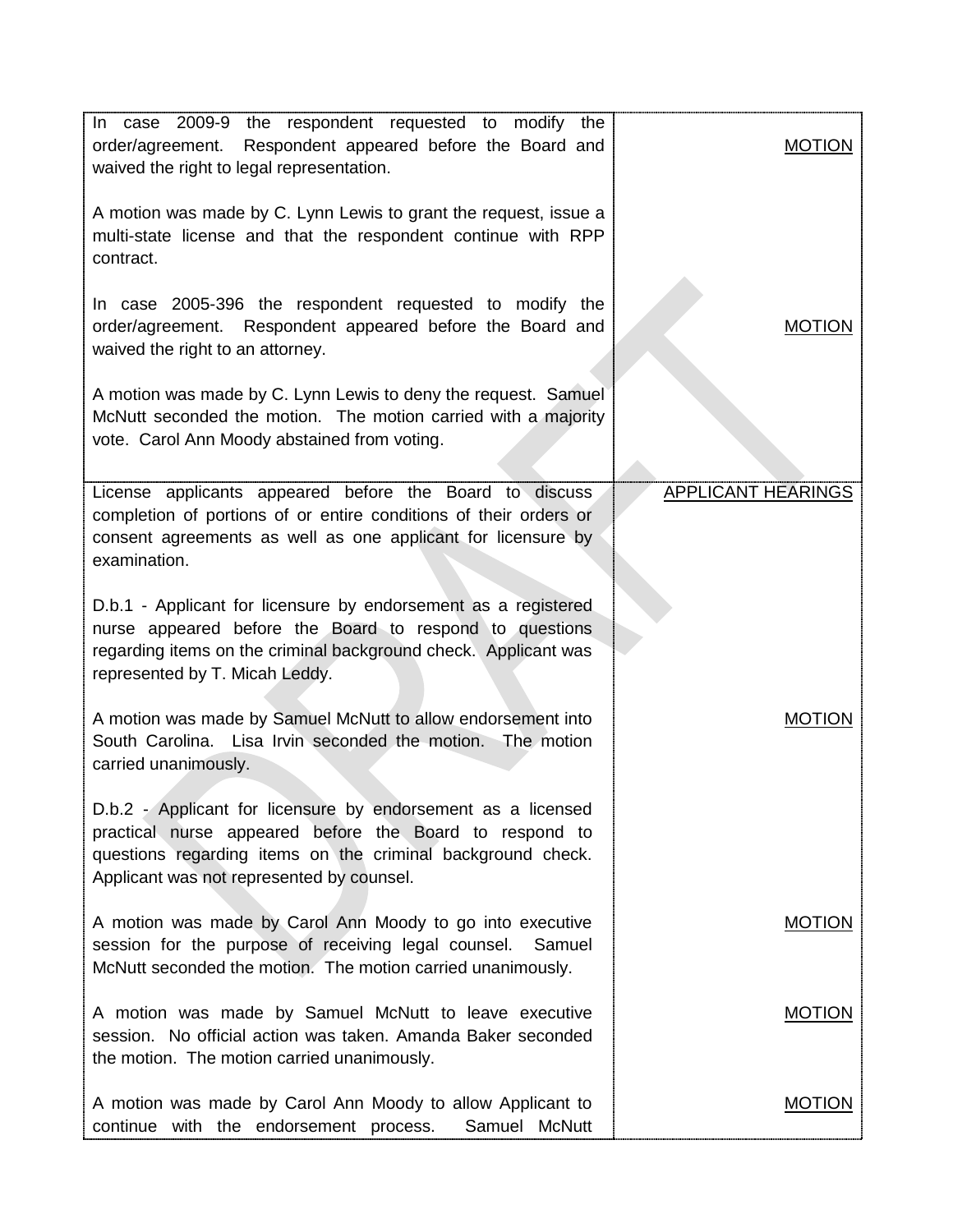| | |
|---|---|
| In case 2009-9 the respondent requested to modify the order/agreement. Respondent appeared before the Board and waived the right to legal representation.<br><br>A motion was made by C. Lynn Lewis to grant the request, issue a multi-state license and that the respondent continue with RPP contract.<br><br>In case 2005-396 the respondent requested to modify the order/agreement. Respondent appeared before the Board and waived the right to an attorney.<br><br>A motion was made by C. Lynn Lewis to deny the request. Samuel McNutt seconded the motion. The motion carried with a majority vote. Carol Ann Moody abstained from voting. | MOTION<br><br><br><br><br><br>MOTION |
| License applicants appeared before the Board to discuss completion of portions of or entire conditions of their orders or consent agreements as well as one applicant for licensure by examination.<br><br>D.b.1 - Applicant for licensure by endorsement as a registered nurse appeared before the Board to respond to questions regarding items on the criminal background check. Applicant was represented by T. Micah Leddy.<br><br>A motion was made by Samuel McNutt to allow endorsement into South Carolina. Lisa Irvin seconded the motion. The motion carried unanimously.<br><br>D.b.2 - Applicant for licensure by endorsement as a licensed practical nurse appeared before the Board to respond to questions regarding items on the criminal background check. Applicant was not represented by counsel.<br><br>A motion was made by Carol Ann Moody to go into executive session for the purpose of receiving legal counsel. Samuel McNutt seconded the motion. The motion carried unanimously.<br><br>A motion was made by Samuel McNutt to leave executive session. No official action was taken. Amanda Baker seconded the motion. The motion carried unanimously.<br><br>A motion was made by Carol Ann Moody to allow Applicant to continue with the endorsement process. Samuel McNutt | APPLICANT HEARINGS<br><br><br><br><br><br><br><br>MOTION<br><br><br><br><br><br>MOTION<br><br><br>MOTION<br><br><br>MOTION |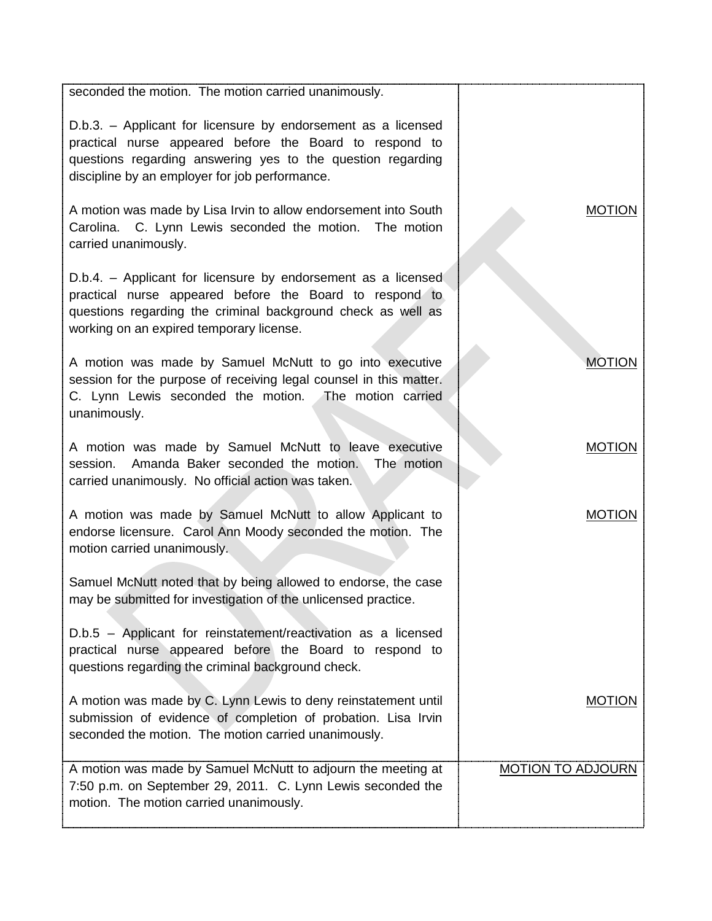| | |
|---|---|
| seconded the motion. The motion carried unanimously.<br><br>D.b.3. – Applicant for licensure by endorsement as a licensed practical nurse appeared before the Board to respond to questions regarding answering yes to the question regarding discipline by an employer for job performance. | |
| A motion was made by Lisa Irvin to allow endorsement into South Carolina. C. Lynn Lewis seconded the motion. The motion carried unanimously. | MOTION |
| D.b.4. – Applicant for licensure by endorsement as a licensed practical nurse appeared before the Board to respond to questions regarding the criminal background check as well as working on an expired temporary license. | |
| A motion was made by Samuel McNutt to go into executive session for the purpose of receiving legal counsel in this matter. C. Lynn Lewis seconded the motion. The motion carried unanimously. | MOTION |
| A motion was made by Samuel McNutt to leave executive session. Amanda Baker seconded the motion. The motion carried unanimously. No official action was taken. | MOTION |
| A motion was made by Samuel McNutt to allow Applicant to endorse licensure. Carol Ann Moody seconded the motion. The motion carried unanimously.<br><br>Samuel McNutt noted that by being allowed to endorse, the case may be submitted for investigation of the unlicensed practice. | MOTION |
| D.b.5 – Applicant for reinstatement/reactivation as a licensed practical nurse appeared before the Board to respond to questions regarding the criminal background check. | |
| A motion was made by C. Lynn Lewis to deny reinstatement until submission of evidence of completion of probation. Lisa Irvin seconded the motion. The motion carried unanimously. | MOTION |
| A motion was made by Samuel McNutt to adjourn the meeting at 7:50 p.m. on September 29, 2011. C. Lynn Lewis seconded the motion. The motion carried unanimously. | MOTION TO ADJOURN |